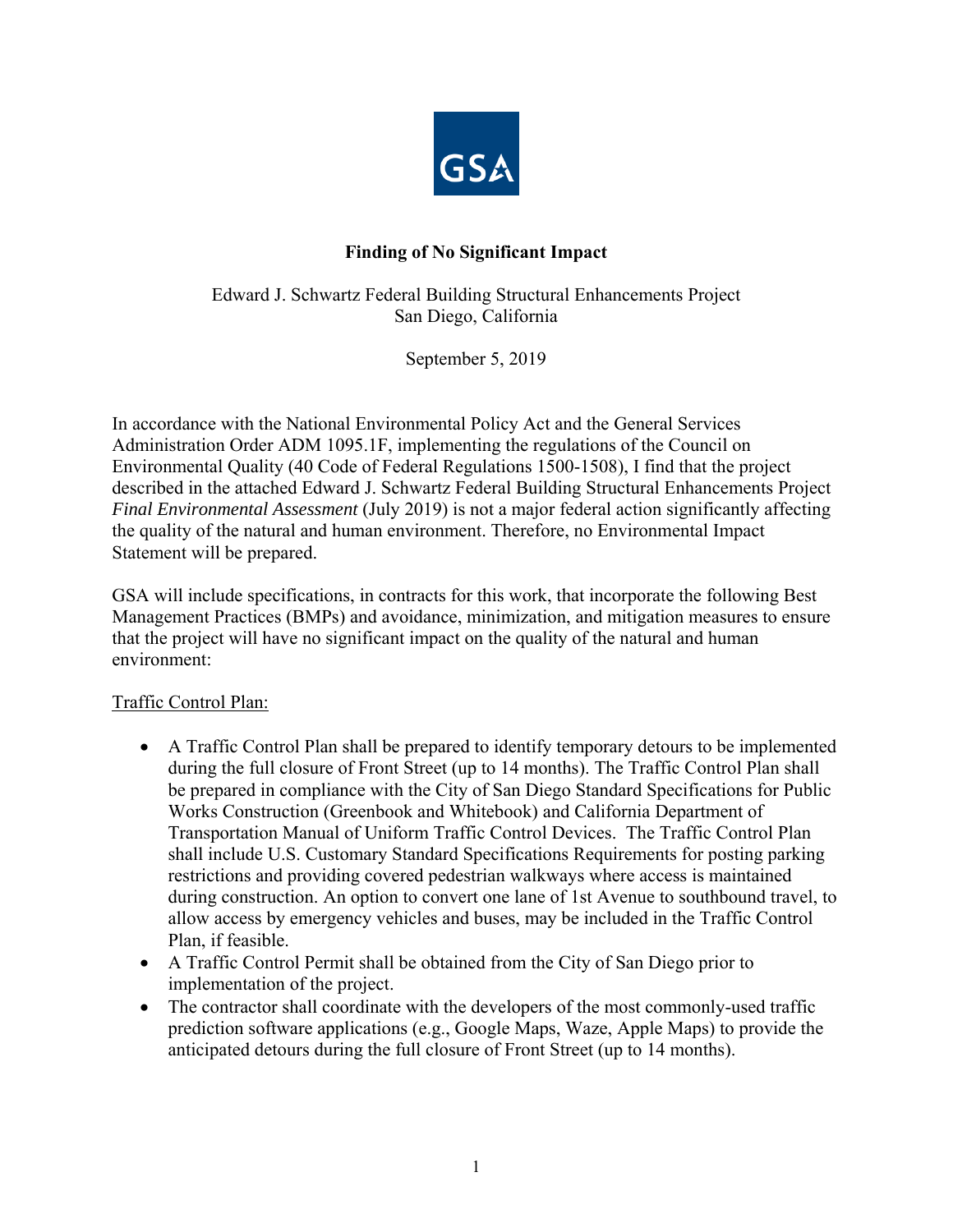# Finding of No Significant Impact

Edward J. Schwartz Federal Building Structural Enhancements Project
San Diego, California

September 5, 2019

In accordance with the National Environmental Policy Act and the General Services Administration Order ADM 1095.1F, implementing the regulations of the Council on Environmental Quality (40 Code of Federal Regulations 1500-1508), I find that the project described in the attached Edward J. Schwartz Federal Building Structural Enhancements Project *Final Environmental Assessment* (July 2019) is not a major federal action significantly affecting the quality of the natural and human environment. Therefore, no Environmental Impact Statement will be prepared.

GSA will include specifications, in contracts for this work, that incorporate the following Best Management Practices (BMPs) and avoidance, minimization, and mitigation measures to ensure that the project will have no significant impact on the quality of the natural and human environment:

Traffic Control Plan:

- A Traffic Control Plan shall be prepared to identify temporary detours to be implemented during the full closure of Front Street (up to 14 months). The Traffic Control Plan shall be prepared in compliance with the City of San Diego Standard Specifications for Public Works Construction (Greenbook and Whitebook) and California Department of Transportation Manual of Uniform Traffic Control Devices. The Traffic Control Plan shall include U.S. Customary Standard Specifications Requirements for posting parking restrictions and providing covered pedestrian walkways where access is maintained during construction. An option to convert one lane of 1st Avenue to southbound travel, to allow access by emergency vehicles and buses, may be included in the Traffic Control Plan, if feasible.
- A Traffic Control Permit shall be obtained from the City of San Diego prior to implementation of the project.
- The contractor shall coordinate with the developers of the most commonly-used traffic prediction software applications (e.g., Google Maps, Waze, Apple Maps) to provide the anticipated detours during the full closure of Front Street (up to 14 months).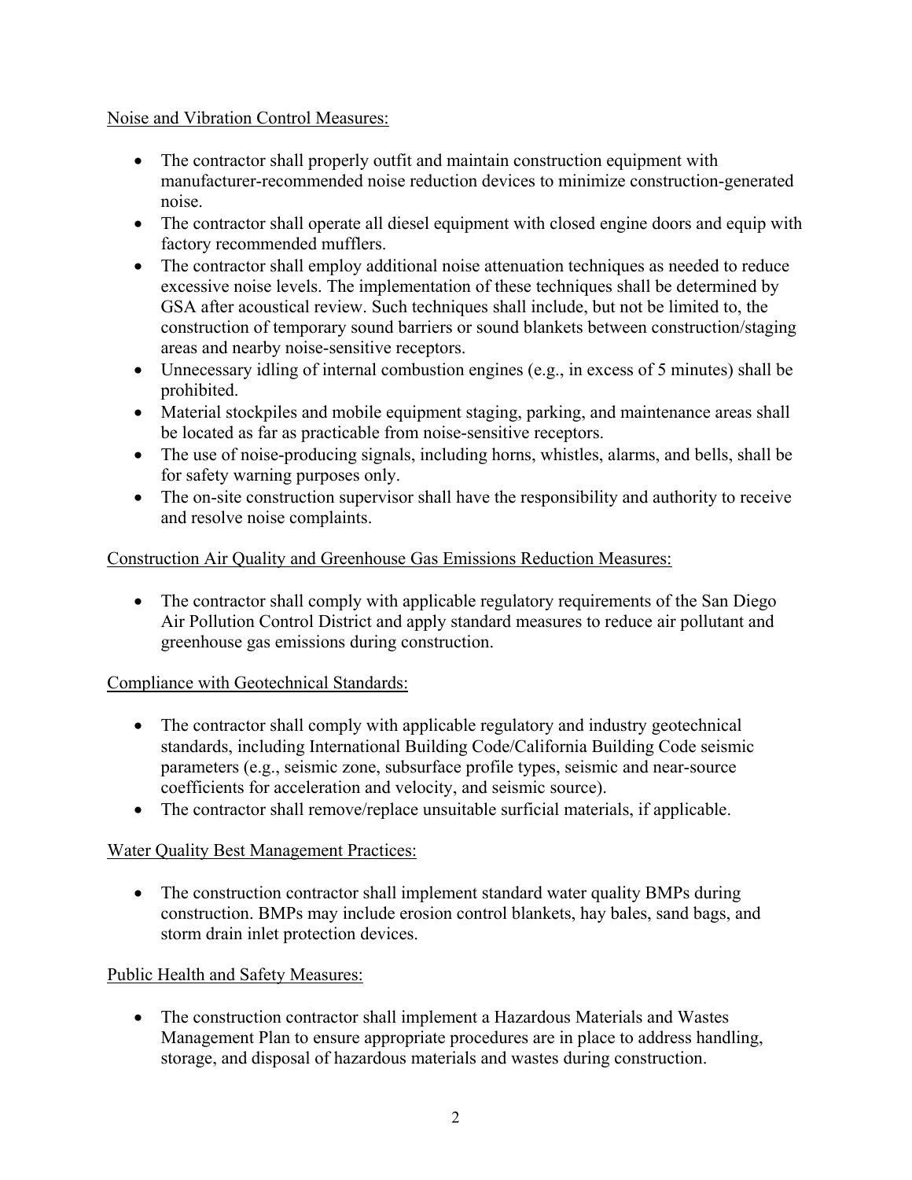Noise and Vibration Control Measures:

- The contractor shall properly outfit and maintain construction equipment with manufacturer-recommended noise reduction devices to minimize construction-generated noise.
- The contractor shall operate all diesel equipment with closed engine doors and equip with factory recommended mufflers.
- The contractor shall employ additional noise attenuation techniques as needed to reduce excessive noise levels. The implementation of these techniques shall be determined by GSA after acoustical review. Such techniques shall include, but not be limited to, the construction of temporary sound barriers or sound blankets between construction/staging areas and nearby noise-sensitive receptors.
- Unnecessary idling of internal combustion engines (e.g., in excess of 5 minutes) shall be prohibited.
- Material stockpiles and mobile equipment staging, parking, and maintenance areas shall be located as far as practicable from noise-sensitive receptors.
- The use of noise-producing signals, including horns, whistles, alarms, and bells, shall be for safety warning purposes only.
- The on-site construction supervisor shall have the responsibility and authority to receive and resolve noise complaints.

Construction Air Quality and Greenhouse Gas Emissions Reduction Measures:

- The contractor shall comply with applicable regulatory requirements of the San Diego Air Pollution Control District and apply standard measures to reduce air pollutant and greenhouse gas emissions during construction.

Compliance with Geotechnical Standards:

- The contractor shall comply with applicable regulatory and industry geotechnical standards, including International Building Code/California Building Code seismic parameters (e.g., seismic zone, subsurface profile types, seismic and near-source coefficients for acceleration and velocity, and seismic source).
- The contractor shall remove/replace unsuitable surficial materials, if applicable.

Water Quality Best Management Practices:

- The construction contractor shall implement standard water quality BMPs during construction. BMPs may include erosion control blankets, hay bales, sand bags, and storm drain inlet protection devices.

Public Health and Safety Measures:

- The construction contractor shall implement a Hazardous Materials and Wastes Management Plan to ensure appropriate procedures are in place to address handling, storage, and disposal of hazardous materials and wastes during construction.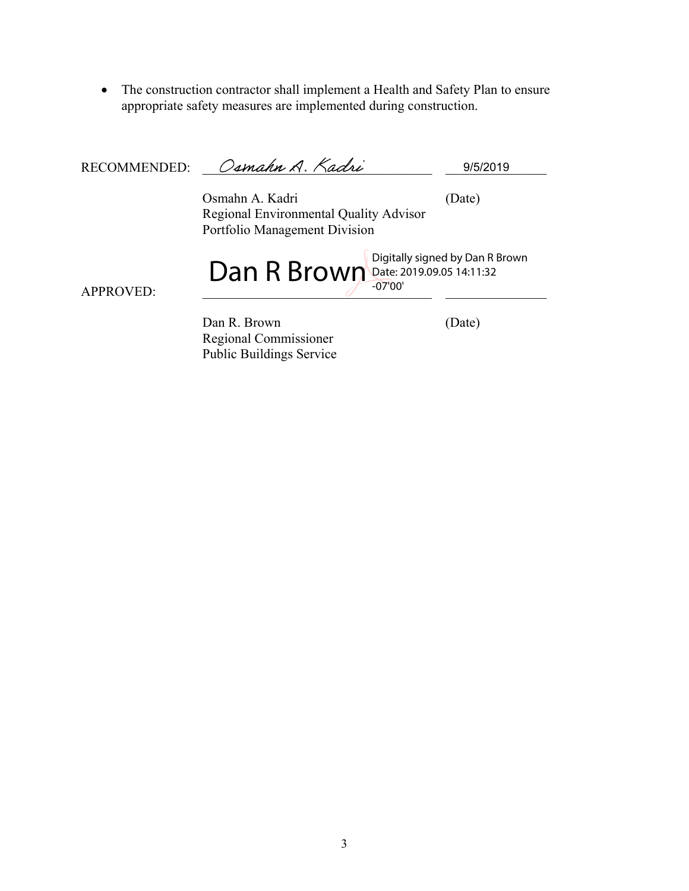- The construction contractor shall implement a Health and Safety Plan to ensure appropriate safety measures are implemented during construction.

RECOMMENDED: Osmahn A. Kadri 9/5/2019

Osmahn A. Kadri (Date)
Regional Environmental Quality Advisor
Portfolio Management Division

APPROVED: Dan R Brown Digitally signed by Dan R Brown Date: 2019.09.05 14:11:32 -07'00'

Dan R. Brown (Date)
Regional Commissioner
Public Buildings Service